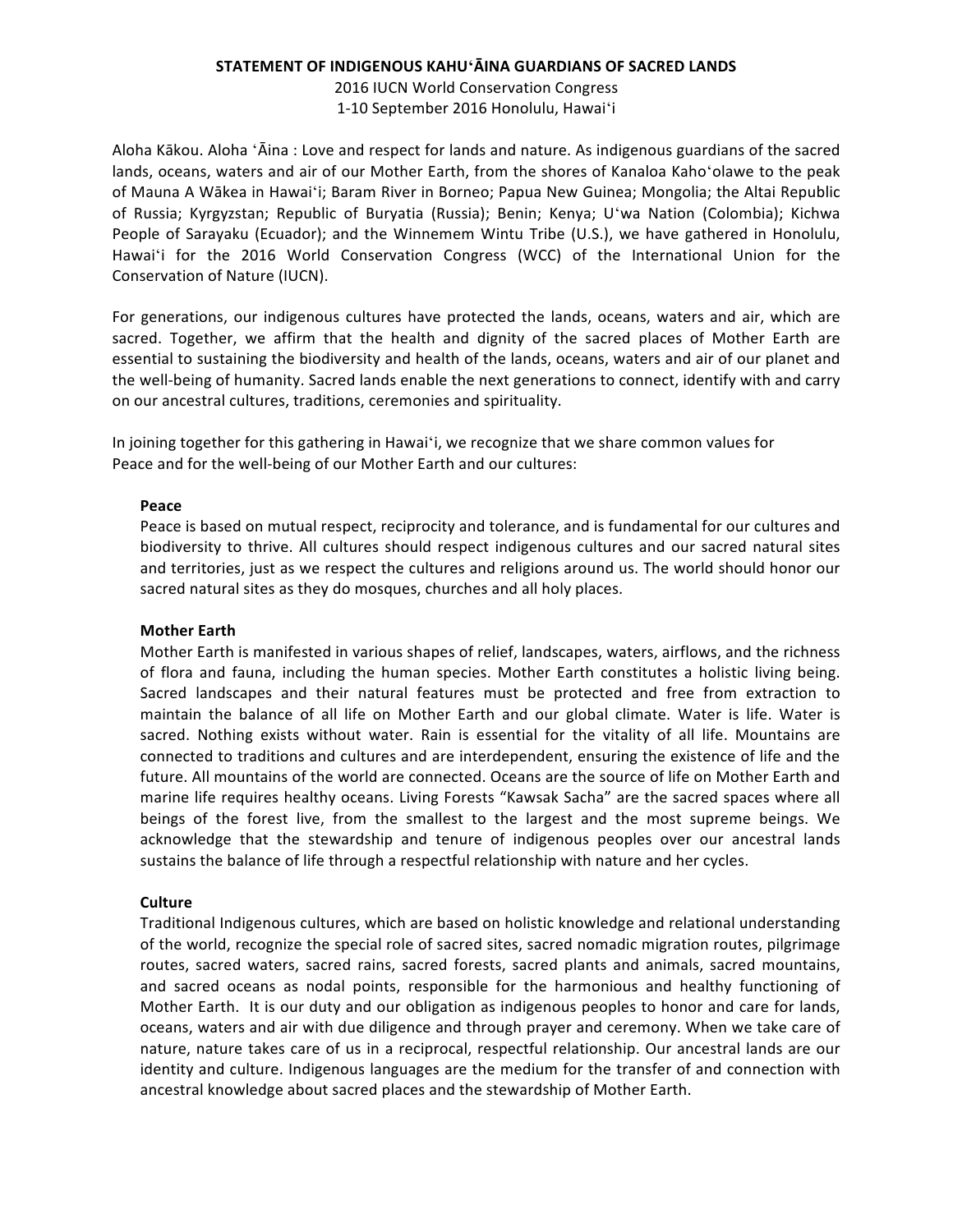# STATEMENT OF INDIGENOUS KAHUʻĀINA GUARDIANS OF SACRED LANDS

2016 IUCN World Conservation Congress
1-10 September 2016 Honolulu, Hawaiʻi

Aloha Kākou. Aloha ʻĀina : Love and respect for lands and nature. As indigenous guardians of the sacred lands, oceans, waters and air of our Mother Earth, from the shores of Kanaloa Kahoʻolawe to the peak of Mauna A Wākea in Hawaiʻi; Baram River in Borneo; Papua New Guinea; Mongolia; the Altai Republic of Russia; Kyrgyzstan; Republic of Buryatia (Russia); Benin; Kenya; Uʻwa Nation (Colombia); Kichwa People of Sarayaku (Ecuador); and the Winnemem Wintu Tribe (U.S.), we have gathered in Honolulu, Hawaiʻi for the 2016 World Conservation Congress (WCC) of the International Union for the Conservation of Nature (IUCN).

For generations, our indigenous cultures have protected the lands, oceans, waters and air, which are sacred. Together, we affirm that the health and dignity of the sacred places of Mother Earth are essential to sustaining the biodiversity and health of the lands, oceans, waters and air of our planet and the well-being of humanity. Sacred lands enable the next generations to connect, identify with and carry on our ancestral cultures, traditions, ceremonies and spirituality.

In joining together for this gathering in Hawaiʻi, we recognize that we share common values for Peace and for the well-being of our Mother Earth and our cultures:

**Peace**

Peace is based on mutual respect, reciprocity and tolerance, and is fundamental for our cultures and biodiversity to thrive. All cultures should respect indigenous cultures and our sacred natural sites and territories, just as we respect the cultures and religions around us. The world should honor our sacred natural sites as they do mosques, churches and all holy places.

**Mother Earth**

Mother Earth is manifested in various shapes of relief, landscapes, waters, airflows, and the richness of flora and fauna, including the human species. Mother Earth constitutes a holistic living being. Sacred landscapes and their natural features must be protected and free from extraction to maintain the balance of all life on Mother Earth and our global climate. Water is life. Water is sacred. Nothing exists without water. Rain is essential for the vitality of all life. Mountains are connected to traditions and cultures and are interdependent, ensuring the existence of life and the future. All mountains of the world are connected. Oceans are the source of life on Mother Earth and marine life requires healthy oceans. Living Forests "Kawsak Sacha" are the sacred spaces where all beings of the forest live, from the smallest to the largest and the most supreme beings. We acknowledge that the stewardship and tenure of indigenous peoples over our ancestral lands sustains the balance of life through a respectful relationship with nature and her cycles.

**Culture**

Traditional Indigenous cultures, which are based on holistic knowledge and relational understanding of the world, recognize the special role of sacred sites, sacred nomadic migration routes, pilgrimage routes, sacred waters, sacred rains, sacred forests, sacred plants and animals, sacred mountains, and sacred oceans as nodal points, responsible for the harmonious and healthy functioning of Mother Earth. It is our duty and our obligation as indigenous peoples to honor and care for lands, oceans, waters and air with due diligence and through prayer and ceremony. When we take care of nature, nature takes care of us in a reciprocal, respectful relationship. Our ancestral lands are our identity and culture. Indigenous languages are the medium for the transfer of and connection with ancestral knowledge about sacred places and the stewardship of Mother Earth.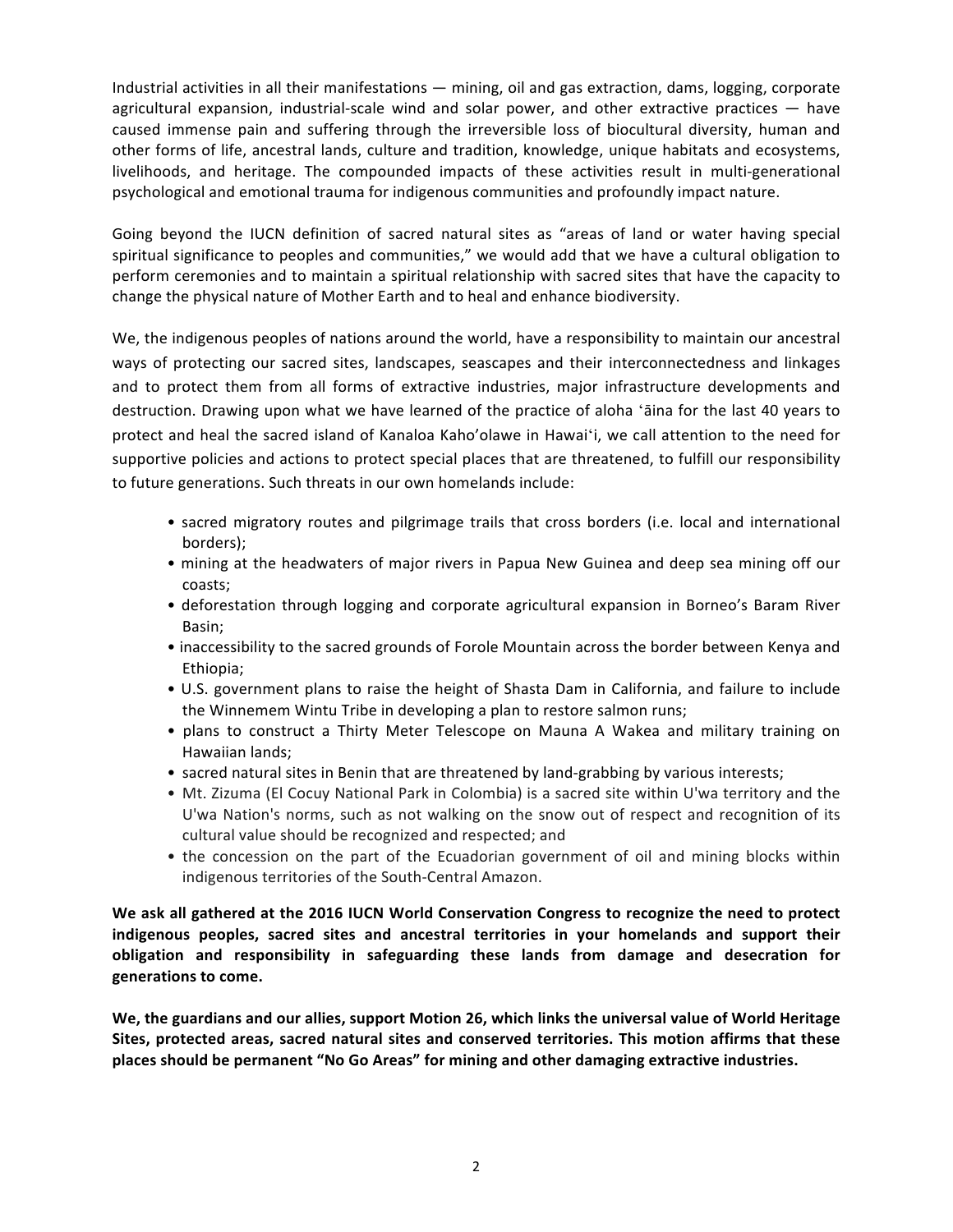Industrial activities in all their manifestations — mining, oil and gas extraction, dams, logging, corporate agricultural expansion, industrial-scale wind and solar power, and other extractive practices — have caused immense pain and suffering through the irreversible loss of biocultural diversity, human and other forms of life, ancestral lands, culture and tradition, knowledge, unique habitats and ecosystems, livelihoods, and heritage. The compounded impacts of these activities result in multi-generational psychological and emotional trauma for indigenous communities and profoundly impact nature.

Going beyond the IUCN definition of sacred natural sites as "areas of land or water having special spiritual significance to peoples and communities," we would add that we have a cultural obligation to perform ceremonies and to maintain a spiritual relationship with sacred sites that have the capacity to change the physical nature of Mother Earth and to heal and enhance biodiversity.

We, the indigenous peoples of nations around the world, have a responsibility to maintain our ancestral ways of protecting our sacred sites, landscapes, seascapes and their interconnectedness and linkages and to protect them from all forms of extractive industries, major infrastructure developments and destruction. Drawing upon what we have learned of the practice of aloha ʻāina for the last 40 years to protect and heal the sacred island of Kanaloa Kahoʻolawe in Hawaiʻi, we call attention to the need for supportive policies and actions to protect special places that are threatened, to fulfill our responsibility to future generations. Such threats in our own homelands include:

- sacred migratory routes and pilgrimage trails that cross borders (i.e. local and international borders);
- mining at the headwaters of major rivers in Papua New Guinea and deep sea mining off our coasts;
- deforestation through logging and corporate agricultural expansion in Borneo's Baram River Basin;
- inaccessibility to the sacred grounds of Forole Mountain across the border between Kenya and Ethiopia;
- U.S. government plans to raise the height of Shasta Dam in California, and failure to include the Winnemem Wintu Tribe in developing a plan to restore salmon runs;
- plans to construct a Thirty Meter Telescope on Mauna A Wakea and military training on Hawaiian lands;
- sacred natural sites in Benin that are threatened by land-grabbing by various interests;
- Mt. Zizuma (El Cocuy National Park in Colombia) is a sacred site within U'wa territory and the U'wa Nation's norms, such as not walking on the snow out of respect and recognition of its cultural value should be recognized and respected; and
- the concession on the part of the Ecuadorian government of oil and mining blocks within indigenous territories of the South-Central Amazon.

**We ask all gathered at the 2016 IUCN World Conservation Congress to recognize the need to protect indigenous peoples, sacred sites and ancestral territories in your homelands and support their obligation and responsibility in safeguarding these lands from damage and desecration for generations to come.**

**We, the guardians and our allies, support Motion 26, which links the universal value of World Heritage Sites, protected areas, sacred natural sites and conserved territories. This motion affirms that these places should be permanent "No Go Areas" for mining and other damaging extractive industries.**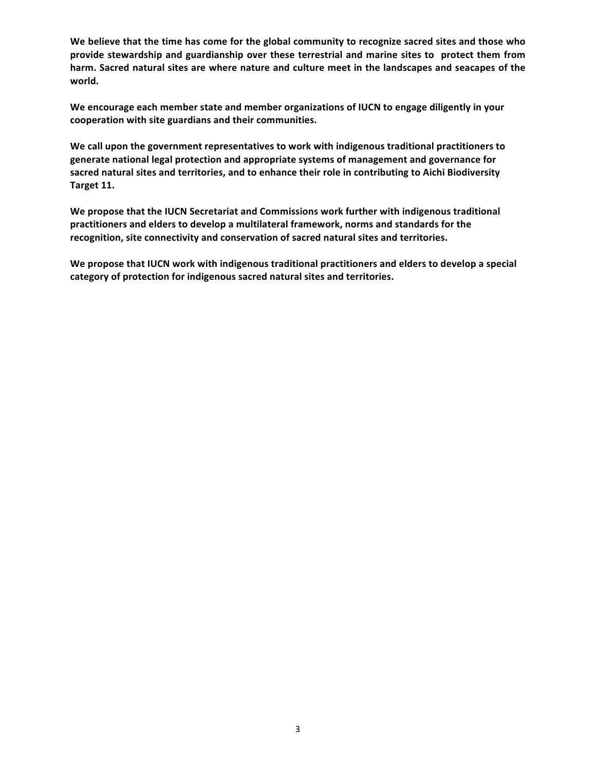**We believe that the time has come for the global community to recognize sacred sites and those who provide stewardship and guardianship over these terrestrial and marine sites to protect them from harm. Sacred natural sites are where nature and culture meet in the landscapes and seacapes of the world.**

**We encourage each member state and member organizations of IUCN to engage diligently in your cooperation with site guardians and their communities.**

**We call upon the government representatives to work with indigenous traditional practitioners to generate national legal protection and appropriate systems of management and governance for sacred natural sites and territories, and to enhance their role in contributing to Aichi Biodiversity Target 11.**

**We propose that the IUCN Secretariat and Commissions work further with indigenous traditional practitioners and elders to develop a multilateral framework, norms and standards for the recognition, site connectivity and conservation of sacred natural sites and territories.**

**We propose that IUCN work with indigenous traditional practitioners and elders to develop a special category of protection for indigenous sacred natural sites and territories.**